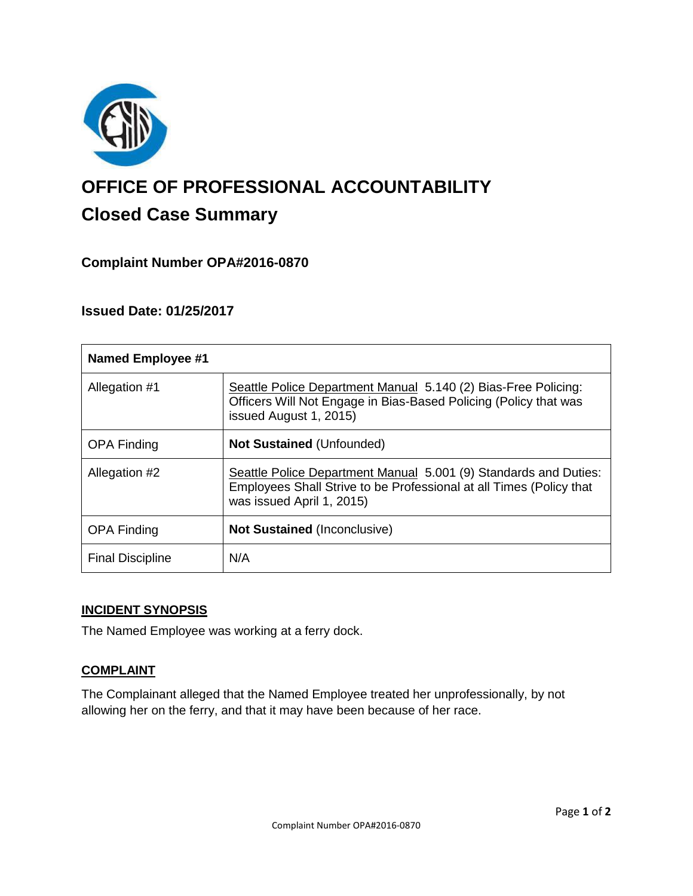# OFFICE OF PROFESSIONAL ACCOUNTABILITY

## Closed Case Summary

### Complaint Number OPA#2016-0870

### Issued Date: 01/25/2017

| Named Employee #1 | |
|---|---|
| Allegation #1 | Seattle Police Department Manual 5.140 (2) Bias-Free Policing: Officers Will Not Engage in Bias-Based Policing (Policy that was issued August 1, 2015) |
| OPA Finding | **Not Sustained** (Unfounded) |
| Allegation #2 | Seattle Police Department Manual 5.001 (9) Standards and Duties: Employees Shall Strive to be Professional at all Times (Policy that was issued April 1, 2015) |
| OPA Finding | **Not Sustained** (Inconclusive) |
| Final Discipline | N/A |

**INCIDENT SYNOPSIS**

The Named Employee was working at a ferry dock.

**COMPLAINT**

The Complainant alleged that the Named Employee treated her unprofessionally, by not allowing her on the ferry, and that it may have been because of her race.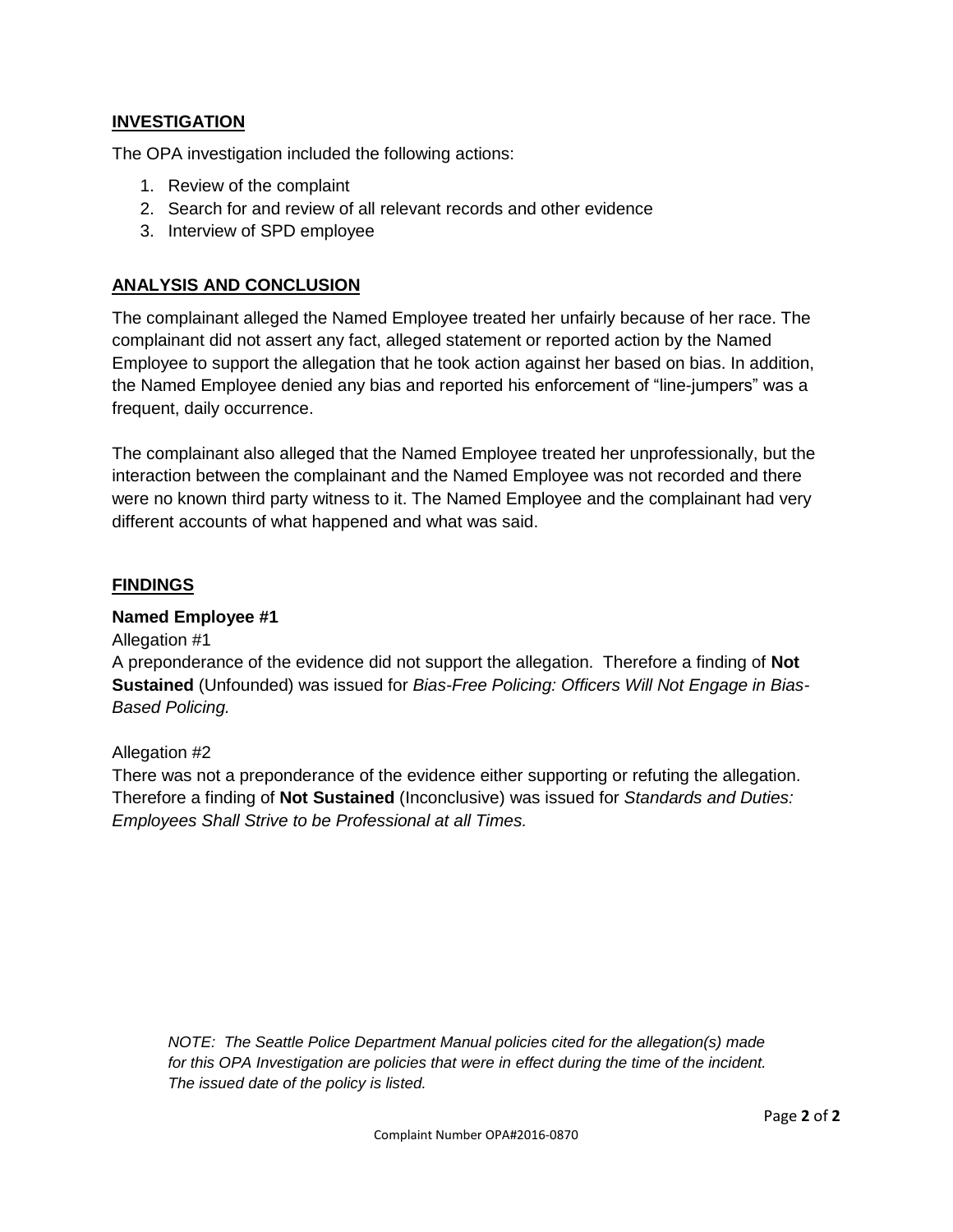## INVESTIGATION

The OPA investigation included the following actions:

1. Review of the complaint
2. Search for and review of all relevant records and other evidence
3. Interview of SPD employee

## ANALYSIS AND CONCLUSION

The complainant alleged the Named Employee treated her unfairly because of her race. The complainant did not assert any fact, alleged statement or reported action by the Named Employee to support the allegation that he took action against her based on bias. In addition, the Named Employee denied any bias and reported his enforcement of "line-jumpers" was a frequent, daily occurrence.

The complainant also alleged that the Named Employee treated her unprofessionally, but the interaction between the complainant and the Named Employee was not recorded and there were no known third party witness to it. The Named Employee and the complainant had very different accounts of what happened and what was said.

## FINDINGS

**Named Employee #1**

Allegation #1

A preponderance of the evidence did not support the allegation. Therefore a finding of **Not Sustained** (Unfounded) was issued for *Bias-Free Policing: Officers Will Not Engage in Bias-Based Policing.*

Allegation #2

There was not a preponderance of the evidence either supporting or refuting the allegation. Therefore a finding of **Not Sustained** (Inconclusive) was issued for *Standards and Duties: Employees Shall Strive to be Professional at all Times.*

*NOTE: The Seattle Police Department Manual policies cited for the allegation(s) made for this OPA Investigation are policies that were in effect during the time of the incident. The issued date of the policy is listed.*

Complaint Number OPA#2016-0870